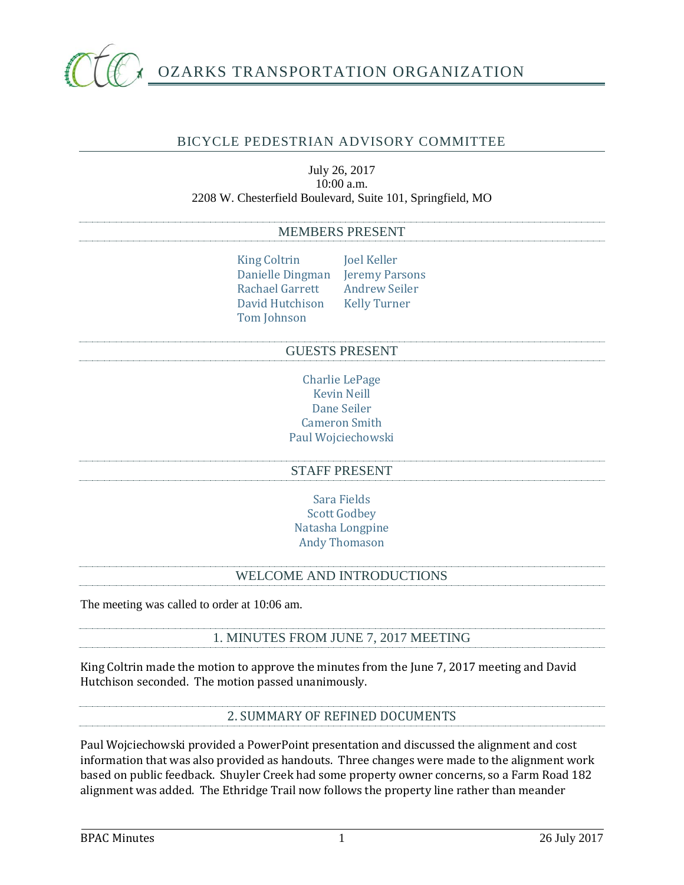# OZARKS TRANSPORTATION ORGANIZATION

## BICYCLE PEDESTRIAN ADVISORY COMMITTEE

July 26, 2017
10:00 a.m.
2208 W. Chesterfield Boulevard, Suite 101, Springfield, MO

### MEMBERS PRESENT

King Coltrin
Danielle Dingman
Rachael Garrett
David Hutchison
Tom Johnson
Joel Keller
Jeremy Parsons
Andrew Seiler
Kelly Turner

### GUESTS PRESENT

Charlie LePage
Kevin Neill
Dane Seiler
Cameron Smith
Paul Wojciechowski

### STAFF PRESENT

Sara Fields
Scott Godbey
Natasha Longpine
Andy Thomason

### WELCOME AND INTRODUCTIONS

The meeting was called to order at 10:06 am.

### 1. MINUTES FROM JUNE 7, 2017 MEETING

King Coltrin made the motion to approve the minutes from the June 7, 2017 meeting and David Hutchison seconded. The motion passed unanimously.

### 2. SUMMARY OF REFINED DOCUMENTS

Paul Wojciechowski provided a PowerPoint presentation and discussed the alignment and cost information that was also provided as handouts. Three changes were made to the alignment work based on public feedback. Shuyler Creek had some property owner concerns, so a Farm Road 182 alignment was added. The Ethridge Trail now follows the property line rather than meander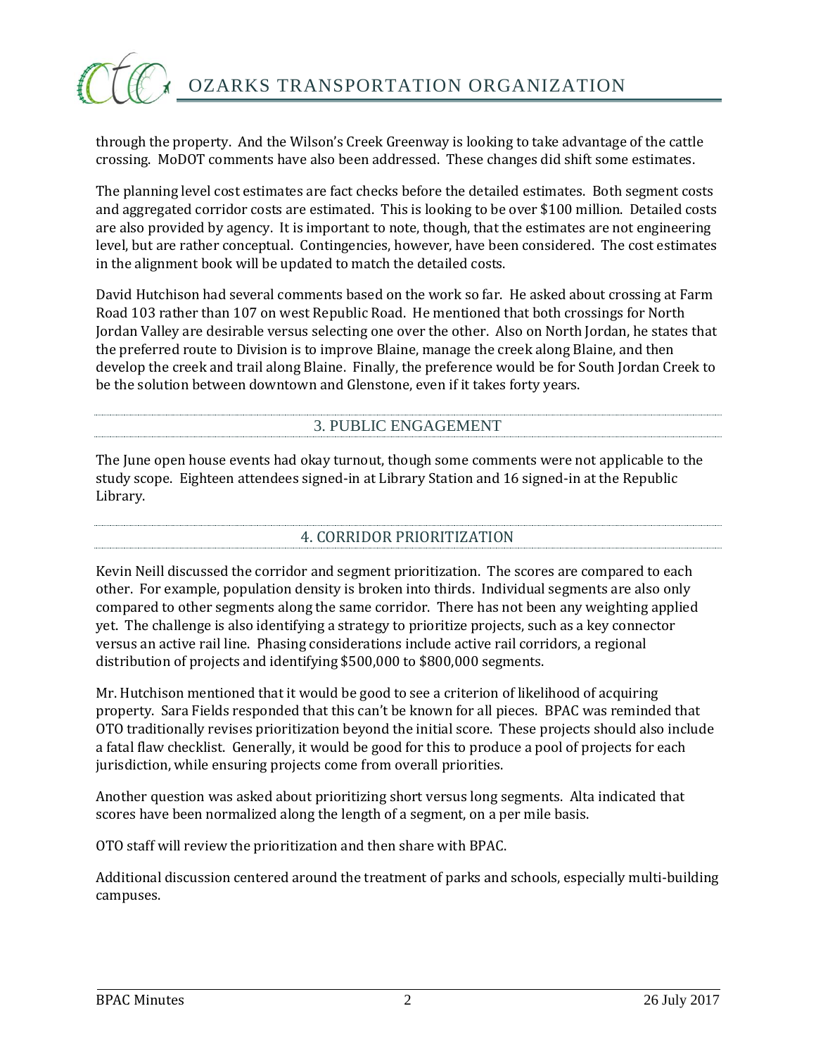through the property. And the Wilson's Creek Greenway is looking to take advantage of the cattle crossing. MoDOT comments have also been addressed. These changes did shift some estimates.

The planning level cost estimates are fact checks before the detailed estimates. Both segment costs and aggregated corridor costs are estimated. This is looking to be over $100 million. Detailed costs are also provided by agency. It is important to note, though, that the estimates are not engineering level, but are rather conceptual. Contingencies, however, have been considered. The cost estimates in the alignment book will be updated to match the detailed costs.

David Hutchison had several comments based on the work so far. He asked about crossing at Farm Road 103 rather than 107 on west Republic Road. He mentioned that both crossings for North Jordan Valley are desirable versus selecting one over the other. Also on North Jordan, he states that the preferred route to Division is to improve Blaine, manage the creek along Blaine, and then develop the creek and trail along Blaine. Finally, the preference would be for South Jordan Creek to be the solution between downtown and Glenstone, even if it takes forty years.

## 3. PUBLIC ENGAGEMENT

The June open house events had okay turnout, though some comments were not applicable to the study scope. Eighteen attendees signed-in at Library Station and 16 signed-in at the Republic Library.

## 4. CORRIDOR PRIORITIZATION

Kevin Neill discussed the corridor and segment prioritization. The scores are compared to each other. For example, population density is broken into thirds. Individual segments are also only compared to other segments along the same corridor. There has not been any weighting applied yet. The challenge is also identifying a strategy to prioritize projects, such as a key connector versus an active rail line. Phasing considerations include active rail corridors, a regional distribution of projects and identifying $500,000 to $800,000 segments.

Mr. Hutchison mentioned that it would be good to see a criterion of likelihood of acquiring property. Sara Fields responded that this can't be known for all pieces. BPAC was reminded that OTO traditionally revises prioritization beyond the initial score. These projects should also include a fatal flaw checklist. Generally, it would be good for this to produce a pool of projects for each jurisdiction, while ensuring projects come from overall priorities.

Another question was asked about prioritizing short versus long segments. Alta indicated that scores have been normalized along the length of a segment, on a per mile basis.

OTO staff will review the prioritization and then share with BPAC.

Additional discussion centered around the treatment of parks and schools, especially multi-building campuses.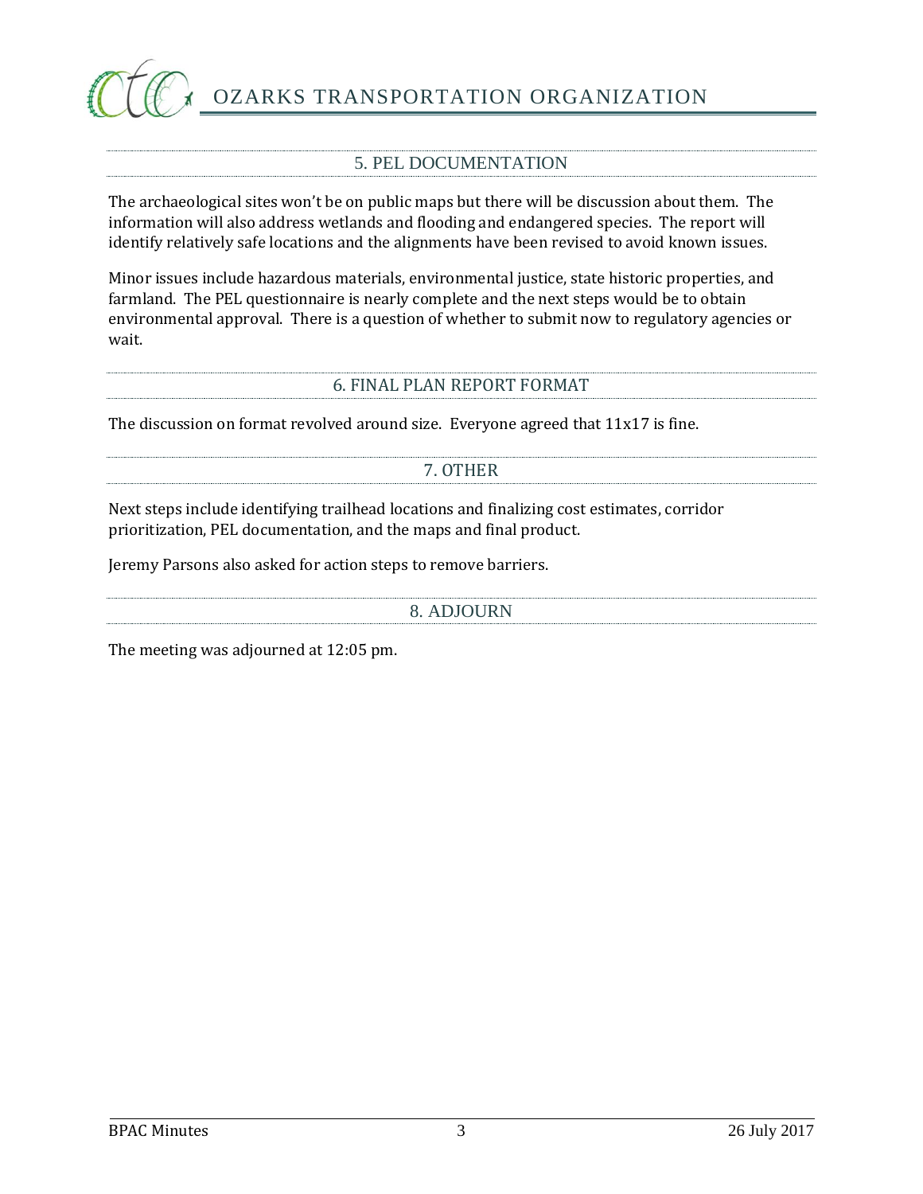## 5. PEL DOCUMENTATION

The archaeological sites won't be on public maps but there will be discussion about them. The information will also address wetlands and flooding and endangered species. The report will identify relatively safe locations and the alignments have been revised to avoid known issues.

Minor issues include hazardous materials, environmental justice, state historic properties, and farmland. The PEL questionnaire is nearly complete and the next steps would be to obtain environmental approval. There is a question of whether to submit now to regulatory agencies or wait.

## 6. FINAL PLAN REPORT FORMAT

The discussion on format revolved around size. Everyone agreed that 11x17 is fine.

## 7. OTHER

Next steps include identifying trailhead locations and finalizing cost estimates, corridor prioritization, PEL documentation, and the maps and final product.

Jeremy Parsons also asked for action steps to remove barriers.

## 8. ADJOURN

The meeting was adjourned at 12:05 pm.